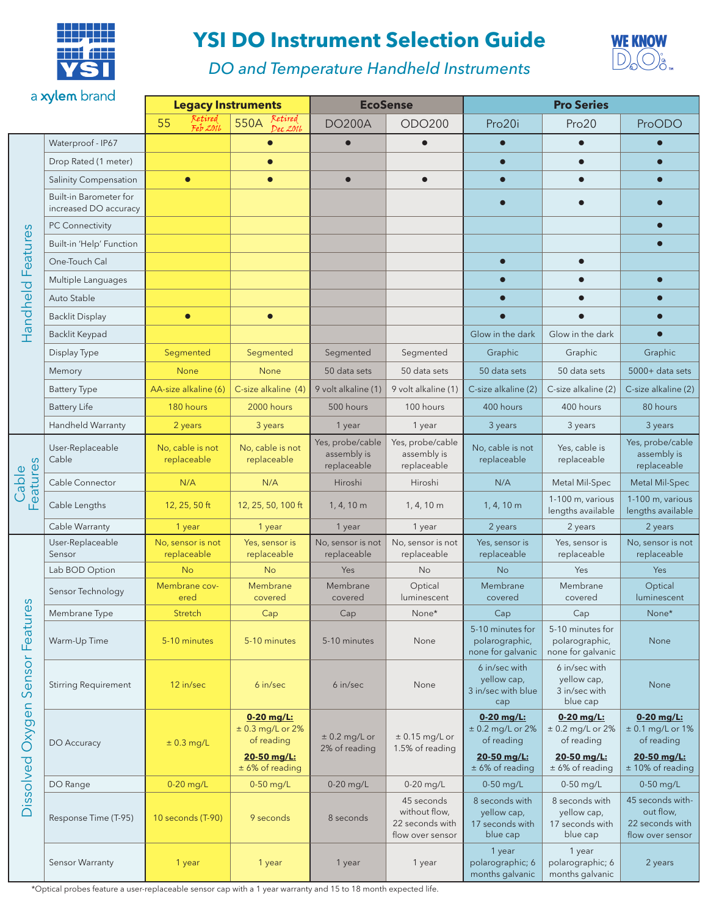# YSI DO Instrument Selection Guide

## *DO and Temperature Handheld Instruments*

a xylem brand

WE KNOW D.O.

| Category | Feature | Legacy Instruments | | EcoSense | | Pro Series | | |
|---|---|---|---|---|---|---|---|---|
| | | 55 *Retired Feb 2016* | 550A *Retired Dec 2016* | DO200A | ODO200 | Pro20i | Pro20 | ProODO |
| Handheld Features | Waterproof - IP67 | | ● | ● | ● | ● | ● | ● |
| | Drop Rated (1 meter) | | ● | | | ● | ● | ● |
| | Salinity Compensation | ● | ● | ● | ● | ● | ● | ● |
| | Built-in Barometer for increased DO accuracy | | | | | ● | ● | ● |
| | PC Connectivity | | | | | | | ● |
| | Built-in 'Help' Function | | | | | | | ● |
| | One-Touch Cal | | | | | ● | ● | |
| | Multiple Languages | | | | | ● | ● | ● |
| | Auto Stable | | | | | ● | ● | ● |
| | Backlit Display | ● | ● | | | ● | ● | ● |
| | Backlit Keypad | | | | | Glow in the dark | Glow in the dark | ● |
| | Display Type | Segmented | Segmented | Segmented | Segmented | Graphic | Graphic | Graphic |
| | Memory | None | None | 50 data sets | 50 data sets | 50 data sets | 50 data sets | 5000+ data sets |
| | Battery Type | AA-size alkaline (6) | C-size alkaline (4) | 9 volt alkaline (1) | 9 volt alkaline (1) | C-size alkaline (2) | C-size alkaline (2) | C-size alkaline (2) |
| | Battery Life | 180 hours | 2000 hours | 500 hours | 100 hours | 400 hours | 400 hours | 80 hours |
| | Handheld Warranty | 2 years | 3 years | 1 year | 1 year | 3 years | 3 years | 3 years |
| Cable Features | User-Replaceable Cable | No, cable is not replaceable | No, cable is not replaceable | Yes, probe/cable assembly is replaceable | Yes, probe/cable assembly is replaceable | No, cable is not replaceable | Yes, cable is replaceable | Yes, probe/cable assembly is replaceable |
| | Cable Connector | N/A | N/A | Hiroshi | Hiroshi | N/A | Metal Mil-Spec | Metal Mil-Spec |
| | Cable Lengths | 12, 25, 50 ft | 12, 25, 50, 100 ft | 1, 4, 10 m | 1, 4, 10 m | 1, 4, 10 m | 1-100 m, various lengths available | 1-100 m, various lengths available |
| | Cable Warranty | 1 year | 1 year | 1 year | 1 year | 2 years | 2 years | 2 years |
| Dissolved Oxygen Sensor Features | User-Replaceable Sensor | No, sensor is not replaceable | Yes, sensor is replaceable | No, sensor is not replaceable | No, sensor is not replaceable | Yes, sensor is replaceable | Yes, sensor is replaceable | No, sensor is not replaceable |
| | Lab BOD Option | No | No | Yes | No | No | Yes | Yes |
| | Sensor Technology | Membrane covered | Membrane covered | Membrane covered | Optical luminescent | Membrane covered | Membrane covered | Optical luminescent |
| | Membrane Type | Stretch | Cap | Cap | None* | Cap | Cap | None* |
| | Warm-Up Time | 5-10 minutes | 5-10 minutes | 5-10 minutes | None | 5-10 minutes for polarographic, none for galvanic | 5-10 minutes for polarographic, none for galvanic | None |
| | Stirring Requirement | 12 in/sec | 6 in/sec | 6 in/sec | None | 6 in/sec with yellow cap, 3 in/sec with blue cap | 6 in/sec with yellow cap, 3 in/sec with blue cap | None |
| | DO Accuracy | ± 0.3 mg/L | **0-20 mg/L:** ± 0.3 mg/L or 2% of reading **20-50 mg/L:** ± 6% of reading | ± 0.2 mg/L or 2% of reading | ± 0.15 mg/L or 1.5% of reading | **0-20 mg/L:** ± 0.2 mg/L or 2% of reading **20-50 mg/L:** ± 6% of reading | **0-20 mg/L:** ± 0.2 mg/L or 2% of reading **20-50 mg/L:** ± 6% of reading | **0-20 mg/L:** ± 0.1 mg/L or 1% of reading **20-50 mg/L:** ± 10% of reading |
| | DO Range | 0-20 mg/L | 0-50 mg/L | 0-20 mg/L | 0-20 mg/L | 0-50 mg/L | 0-50 mg/L | 0-50 mg/L |
| | Response Time (T-95) | 10 seconds (T-90) | 9 seconds | 8 seconds | 45 seconds without flow, 22 seconds with flow over sensor | 8 seconds with yellow cap, 17 seconds with blue cap | 8 seconds with yellow cap, 17 seconds with blue cap | 45 seconds without flow, 22 seconds with flow over sensor |
| | Sensor Warranty | 1 year | 1 year | 1 year | 1 year | 1 year polarographic; 6 months galvanic | 1 year polarographic; 6 months galvanic | 2 years |

*Optical probes feature a user-replaceable sensor cap with a 1 year warranty and 15 to 18 month expected life.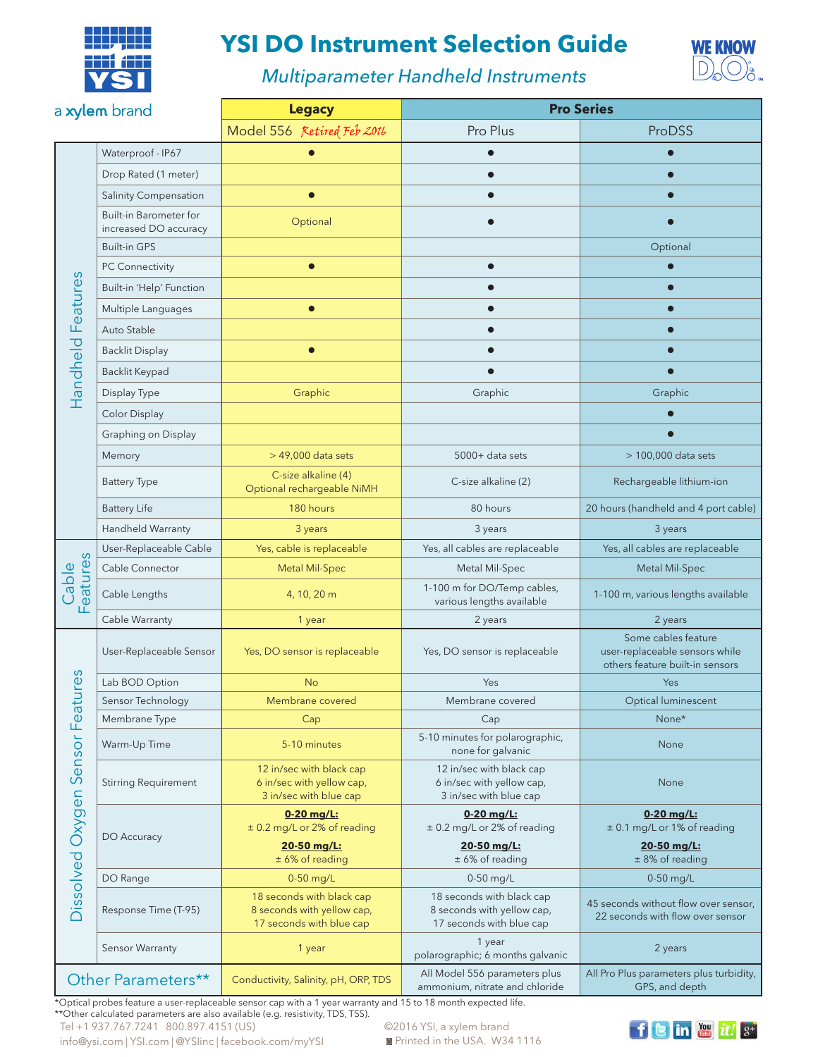# YSI DO Instrument Selection Guide

## *Multiparameter Handheld Instruments*

a xylem brand

WE KNOW D.O.

| | | Legacy | Pro Series | |
|---|---|---|---|---|
| | | Model 556 *Retired Feb 2016* | Pro Plus | ProDSS |
| Handheld Features | Waterproof - IP67 | ● | ● | ● |
| | Drop Rated (1 meter) | | ● | ● |
| | Salinity Compensation | ● | ● | ● |
| | Built-in Barometer for increased DO accuracy | Optional | ● | ● |
| | Built-in GPS | | | Optional |
| | PC Connectivity | ● | ● | ● |
| | Built-in 'Help' Function | | ● | ● |
| | Multiple Languages | ● | ● | ● |
| | Auto Stable | | ● | ● |
| | Backlit Display | ● | ● | ● |
| | Backlit Keypad | | ● | ● |
| | Display Type | Graphic | Graphic | Graphic |
| | Color Display | | | ● |
| | Graphing on Display | | | ● |
| | Memory | > 49,000 data sets | 5000+ data sets | > 100,000 data sets |
| | Battery Type | C-size alkaline (4) Optional rechargeable NiMH | C-size alkaline (2) | Rechargeable lithium-ion |
| | Battery Life | 180 hours | 80 hours | 20 hours (handheld and 4 port cable) |
| | Handheld Warranty | 3 years | 3 years | 3 years |
| Cable Features | User-Replaceable Cable | Yes, cable is replaceable | Yes, all cables are replaceable | Yes, all cables are replaceable |
| | Cable Connector | Metal Mil-Spec | Metal Mil-Spec | Metal Mil-Spec |
| | Cable Lengths | 4, 10, 20 m | 1-100 m for DO/Temp cables, various lengths available | 1-100 m, various lengths available |
| | Cable Warranty | 1 year | 2 years | 2 years |
| Dissolved Oxygen Sensor Features | User-Replaceable Sensor | Yes, DO sensor is replaceable | Yes, DO sensor is replaceable | Some cables feature user-replaceable sensors while others feature built-in sensors |
| | Lab BOD Option | No | Yes | Yes |
| | Sensor Technology | Membrane covered | Membrane covered | Optical luminescent |
| | Membrane Type | Cap | Cap | None* |
| | Warm-Up Time | 5-10 minutes | 5-10 minutes for polarographic, none for galvanic | None |
| | Stirring Requirement | 12 in/sec with black cap 6 in/sec with yellow cap, 3 in/sec with blue cap | 12 in/sec with black cap 6 in/sec with yellow cap, 3 in/sec with blue cap | None |
| | DO Accuracy | **0-20 mg/L:** ± 0.2 mg/L or 2% of reading **20-50 mg/L:** ± 6% of reading | **0-20 mg/L:** ± 0.2 mg/L or 2% of reading **20-50 mg/L:** ± 6% of reading | **0-20 mg/L:** ± 0.1 mg/L or 1% of reading **20-50 mg/L:** ± 8% of reading |
| | DO Range | 0-50 mg/L | 0-50 mg/L | 0-50 mg/L |
| | Response Time (T-95) | 18 seconds with black cap 8 seconds with yellow cap, 17 seconds with blue cap | 18 seconds with black cap 8 seconds with yellow cap, 17 seconds with blue cap | 45 seconds without flow over sensor, 22 seconds with flow over sensor |
| | Sensor Warranty | 1 year | 1 year polarographic; 6 months galvanic | 2 years |
| Other Parameters** | | Conductivity, Salinity, pH, ORP, TDS | All Model 556 parameters plus ammonium, nitrate and chloride | All Pro Plus parameters plus turbidity, GPS, and depth |

*Optical probes feature a user-replaceable sensor cap with a 1 year warranty and 15 to 18 month expected life.
**Other calculated parameters are also available (e.g. resistivity, TDS, TSS).

Tel +1 937.767.7241 800.897.4151 (US)
info@ysi.com | YSI.com | @YSIinc | facebook.com/myYSI

©2016 YSI, a xylem brand
Printed in the USA. W34 1116